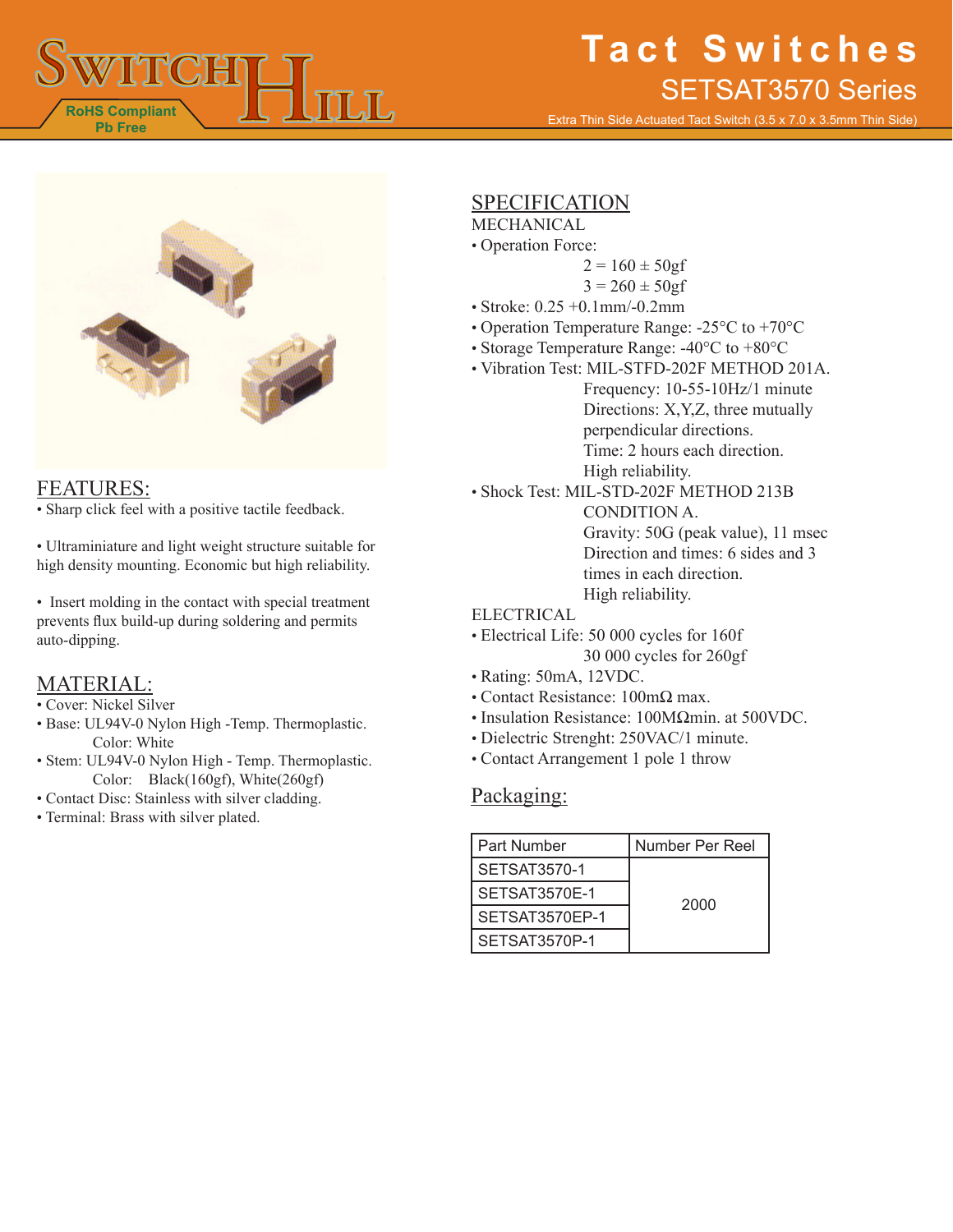# Tact Switches

## SETSAT3570 Series

Extra Thin Side Actuated Tact Switch (3.5 x 7.0 x 3.5mm Thin Side)

RoHS Compliant
Pb Free

## SPECIFICATION

### MECHANICAL

- Operation Force:
  2 = 160 ± 50gf
  3 = 260 ± 50gf
- Stroke: 0.25 +0.1mm/-0.2mm
- Operation Temperature Range: -25°C to +70°C
- Storage Temperature Range: -40°C to +80°C
- Vibration Test: MIL-STFD-202F METHOD 201A.
  Frequency: 10-55-10Hz/1 minute
  Directions: X,Y,Z, three mutually perpendicular directions.
  Time: 2 hours each direction.
  High reliability.
- Shock Test: MIL-STD-202F METHOD 213B
  CONDITION A.
  Gravity: 50G (peak value), 11 msec
  Direction and times: 6 sides and 3 times in each direction.
  High reliability.

### ELECTRICAL

- Electrical Life: 50 000 cycles for 160f
  30 000 cycles for 260gf
- Rating: 50mA, 12VDC.
- Contact Resistance: 100mΩ max.
- Insulation Resistance: 100MΩmin. at 500VDC.
- Dielectric Strenght: 250VAC/1 minute.
- Contact Arrangement 1 pole 1 throw

## Packaging:

| Part Number | Number Per Reel |
|---|---|
| SETSAT3570-1 | 2000 |
| SETSAT3570E-1 | |
| SETSAT3570EP-1 | |
| SETSAT3570P-1 | |

## FEATURES:

- Sharp click feel with a positive tactile feedback.
- Ultraminiature and light weight structure suitable for high density mounting. Economic but high reliability.
- Insert molding in the contact with special treatment prevents flux build-up during soldering and permits auto-dipping.

## MATERIAL:

- Cover: Nickel Silver
- Base: UL94V-0 Nylon High -Temp. Thermoplastic.
  Color: White
- Stem: UL94V-0 Nylon High - Temp. Thermoplastic.
  Color: Black(160gf), White(260gf)
- Contact Disc: Stainless with silver cladding.
- Terminal: Brass with silver plated.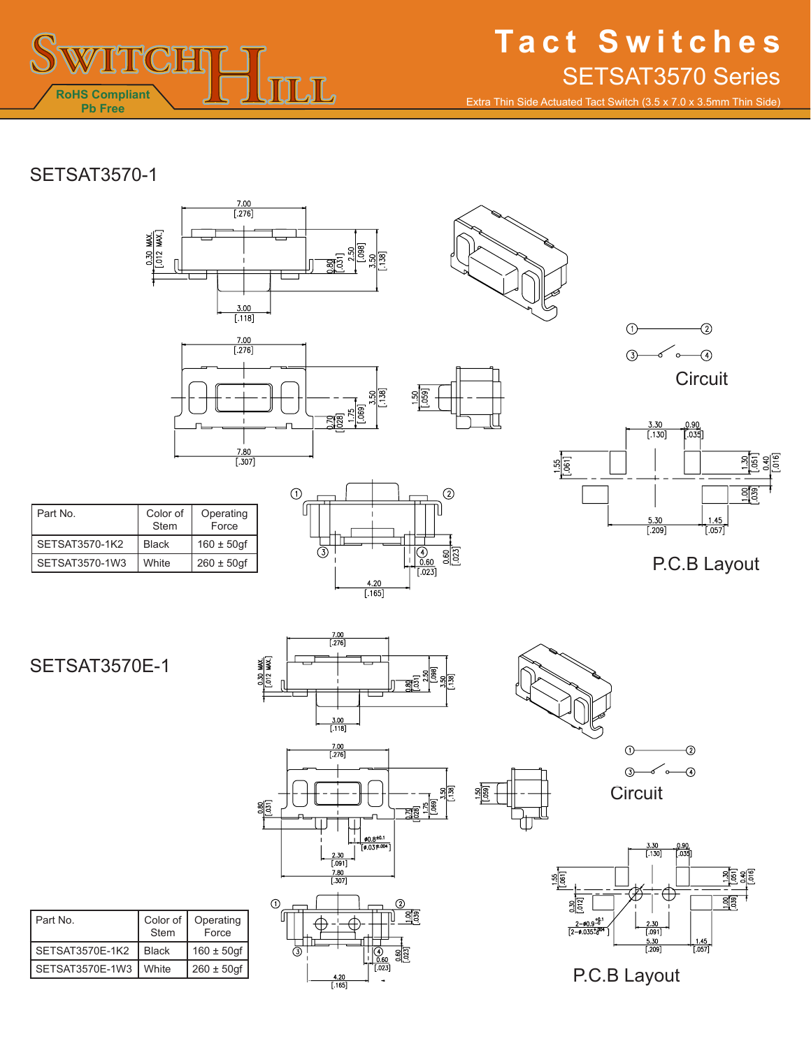# Tact Switches

## SETSAT3570 Series

Extra Thin Side Actuated Tact Switch (3.5 x 7.0 x 3.5mm Thin Side)

RoHS Compliant
Pb Free

## SETSAT3570-1

7.00
[.276]
0.30 MAX.
[.012 MAX.]
0.80
[.031]
2.50
[.098]
3.50
[.138]
3.00
[.118]
7.00
[.276]
0.70
[.028]
1.75
[.069]
3.50
[.138]
7.80
[.307]
1.50
[.059]
4.20
[.165]
0.60
[.023]
0.60
[.023]

Circuit

P.C.B Layout

3.30
[.130]
0.90
[.035]
1.55
[.061]
1.30
[.051]
0.40
[.016]
1.00
[.039]
5.30
[.209]
1.45
[.057]

| Part No. | Color of Stem | Operating Force |
|---|---|---|
| SETSAT3570-1K2 | Black | 160 ± 50gf |
| SETSAT3570-1W3 | White | 260 ± 50gf |

## SETSAT3570E-1

7.00
[.276]
0.30 MAX.
[.012 MAX.]
0.80
[.031]
2.50
[.098]
3.50
[.138]
3.00
[.118]
7.00
[.276]
0.80
[.031]
0.70
[.028]
1.75
[.069]
3.50
[.138]
1.50
[.059]
$\phi 0.8^{\pm 0.1}$
[$\phi .031^{\pm .004}$]
2.30
[.091]
7.80
[.307]
1.00
[.039]
4.20
[.165]
0.60
[.023]
0.60
[.023]

Circuit

P.C.B Layout

3.30
[.130]
0.90
[.035]
1.55
[.061]
1.30
[.051]
0.40
[.016]
0.30
[.012]
1.00
[.039]
$2-\phi 0.9^{+0.1}_{-0}$
[$2-\phi .035^{+.004}_{-0}$]
2.30
[.091]
5.30
[.209]
1.45
[.057]

| Part No. | Color of Stem | Operating Force |
|---|---|---|
| SETSAT3570E-1K2 | Black | 160 ± 50gf |
| SETSAT3570E-1W3 | White | 260 ± 50gf |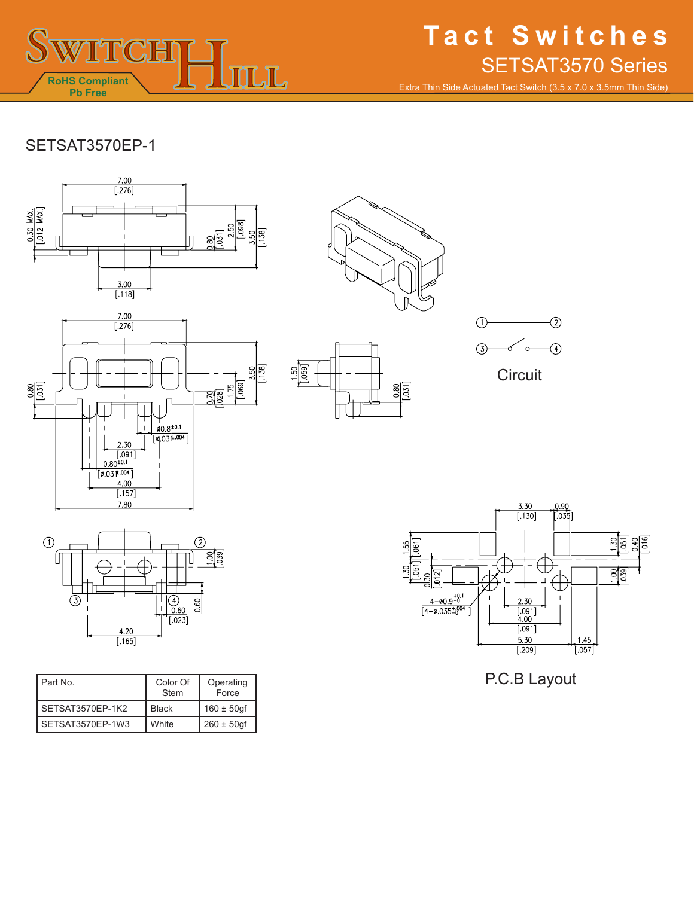# SETSAT3570EP-1

7.00
[.276]
0.30 MAX.
[.012 MAX.]
2.50
[.098]
3.50
[.138]
0.80
[.031]
3.00
[.118]

7.00
[.276]
0.80
[.031]
0.70
[.028]
1.75
[.069]
3.50
[.138]
ø0.8 ±0.1
[ø.031±.004]
2.30
[.091]
0.80 ±0.1
[ø.031±.004]
4.00
[.157]
7.80

1.50
[.059]
0.80
[.031]

Circuit

1.00
[.039]
0.60
[.023]
0.60
4.20
[.165]

3.30
[.130]
0.90
[.035]
1.55
[.061]
1.30
[.051]
0.30
[.012]
1.30
[.051]
0.40
[.016]
1.00
[.039]
4−ø0.9 +0.1/−0
[4−ø.035 +.004/−0]
2.30
[.091]
4.00
[.091]
5.30
[.209]
1.45
[.057]

P.C.B Layout

| Part No. | Color Of Stem | Operating Force |
|---|---|---|
| SETSAT3570EP-1K2 | Black | 160 ± 50gf |
| SETSAT3570EP-1W3 | White | 260 ± 50gf |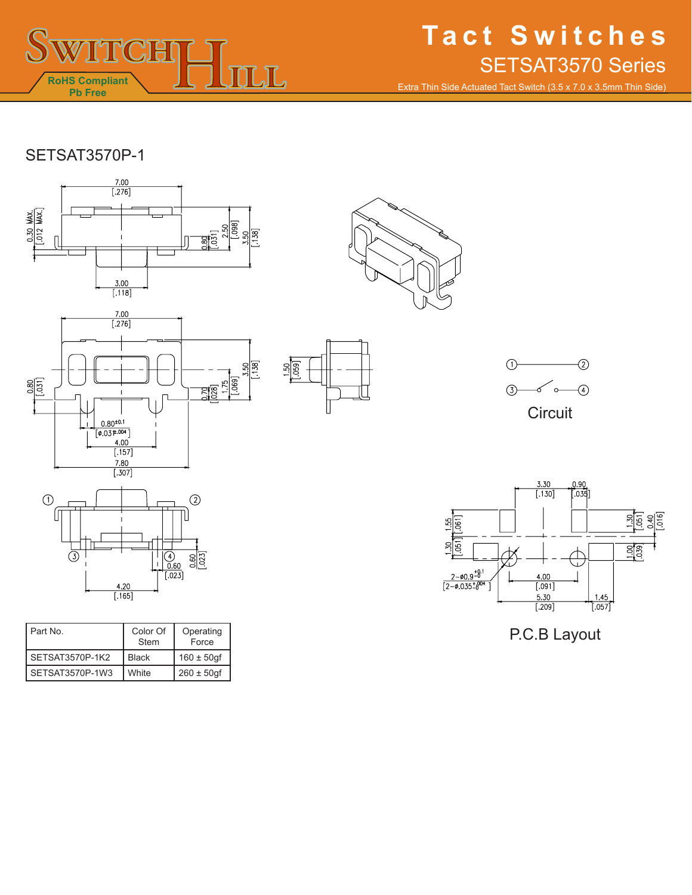# Tact Switches

## SETSAT3570 Series

Extra Thin Side Actuated Tact Switch (3.5 x 7.0 x 3.5mm Thin Side)

RoHS Compliant
Pb Free

### SETSAT3570P-1

7.00
[.276]
0.30 MAX.
[.012 MAX.]
0.80
[.031]
2.50
[.098]
3.50
[.138]
3.00
[.118]

7.00
[.276]
0.80
[.031]
0.70
[.028]
1.75
[.069]
3.50
[.138]
$0.80^{\pm 0.1}$
[ø.031$^{\pm .004}$]
4.00
[.157]
7.80
[.307]

1.50
[.059]

4.20
[.165]
0.60
[.023]
0.60
[.023]

Circuit

3.30
[.130]
0.90
[.035]
1.55
[.061]
1.30
[.051]
1.30
[.051]
0.40
[.016]
1.00
[.039]
2−ø0.9$^{+0.1}_{-0}$
[2−ø.035$^{+.004}_{-0}$]
4.00
[.091]
5.30
[.209]
1.45
[.057]

P.C.B Layout

| Part No. | Color Of Stem | Operating Force |
|---|---|---|
| SETSAT3570P-1K2 | Black | 160 ± 50gf |
| SETSAT3570P-1W3 | White | 260 ± 50gf |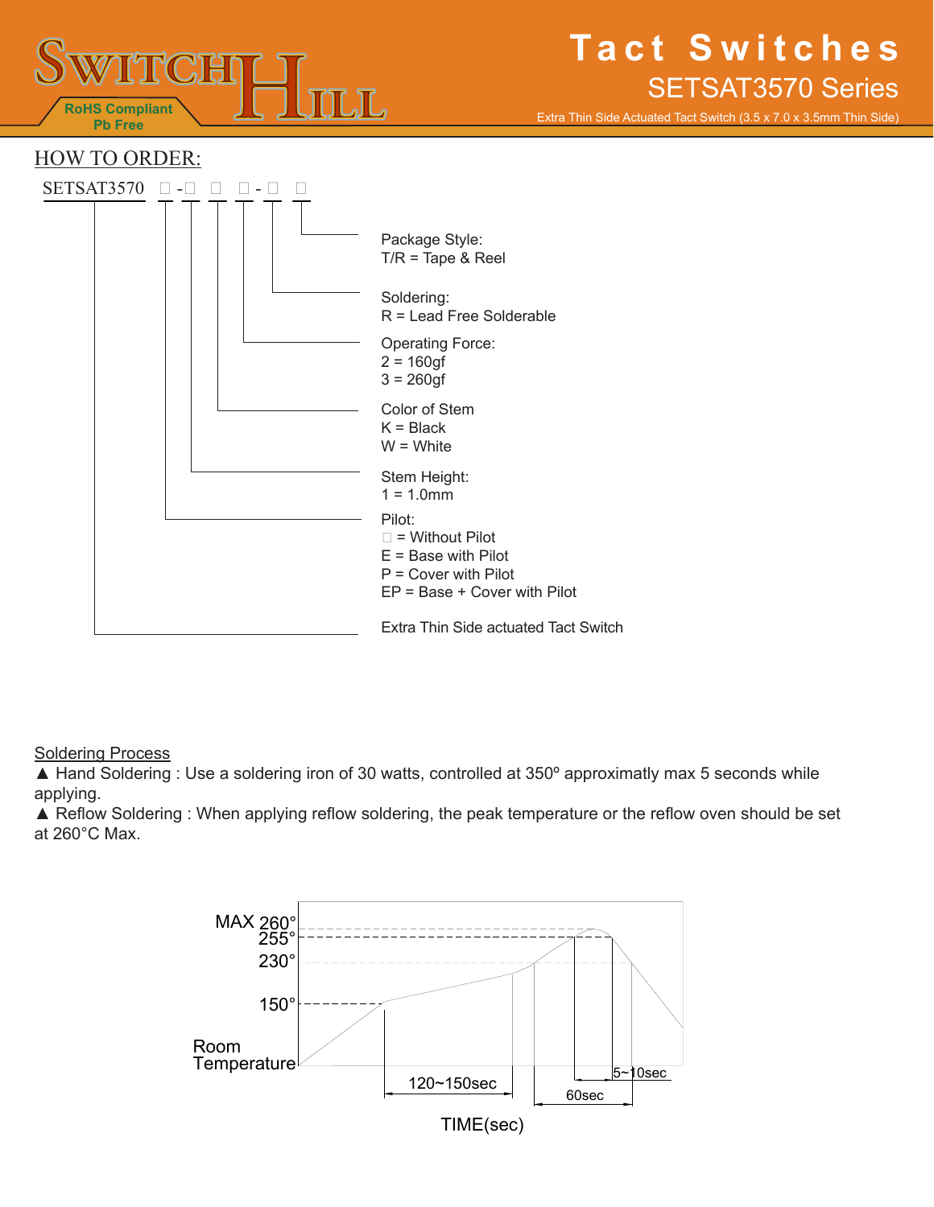## HOW TO ORDER:

SETSAT3570 □ -□ □ □ - □ □

- Package Style:
  T/R = Tape & Reel
- Soldering:
  R = Lead Free Solderable
- Operating Force:
  2 = 160gf
  3 = 260gf
- Color of Stem
  K = Black
  W = White
- Stem Height:
  1 = 1.0mm
- Pilot:
  □ = Without Pilot
  E = Base with Pilot
  P = Cover with Pilot
  EP = Base + Cover with Pilot
- Extra Thin Side actuated Tact Switch

### Soldering Process

▲ Hand Soldering : Use a soldering iron of 30 watts, controlled at 350º approximatly max 5 seconds while applying.

▲ Reflow Soldering : When applying reflow soldering, the peak temperature or the reflow oven should be set at 260°C Max.

MAX 260°
255°
230°
150°
Room Temperature
120~150sec
60sec
5~10sec
TIME(sec)